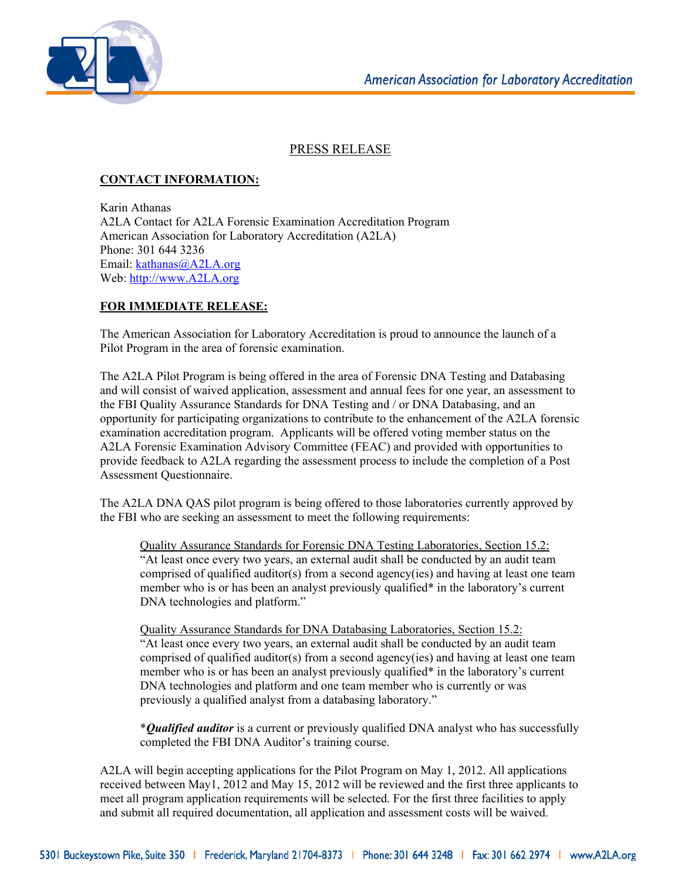American Association for Laboratory Accreditation

## PRESS RELEASE

**CONTACT INFORMATION:**

Karin Athanas
A2LA Contact for A2LA Forensic Examination Accreditation Program
American Association for Laboratory Accreditation (A2LA)
Phone: 301 644 3236
Email: kathanas@A2LA.org
Web: http://www.A2LA.org

**FOR IMMEDIATE RELEASE:**

The American Association for Laboratory Accreditation is proud to announce the launch of a Pilot Program in the area of forensic examination.

The A2LA Pilot Program is being offered in the area of Forensic DNA Testing and Databasing and will consist of waived application, assessment and annual fees for one year, an assessment to the FBI Quality Assurance Standards for DNA Testing and / or DNA Databasing, and an opportunity for participating organizations to contribute to the enhancement of the A2LA forensic examination accreditation program. Applicants will be offered voting member status on the A2LA Forensic Examination Advisory Committee (FEAC) and provided with opportunities to provide feedback to A2LA regarding the assessment process to include the completion of a Post Assessment Questionnaire.

The A2LA DNA QAS pilot program is being offered to those laboratories currently approved by the FBI who are seeking an assessment to meet the following requirements:

> Quality Assurance Standards for Forensic DNA Testing Laboratories, Section 15.2:
> "At least once every two years, an external audit shall be conducted by an audit team comprised of qualified auditor(s) from a second agency(ies) and having at least one team member who is or has been an analyst previously qualified* in the laboratory's current DNA technologies and platform."
>
> Quality Assurance Standards for DNA Databasing Laboratories, Section 15.2:
> "At least once every two years, an external audit shall be conducted by an audit team comprised of qualified auditor(s) from a second agency(ies) and having at least one team member who is or has been an analyst previously qualified* in the laboratory's current DNA technologies and platform and one team member who is currently or was previously a qualified analyst from a databasing laboratory."
>
> \****Qualified auditor*** is a current or previously qualified DNA analyst who has successfully completed the FBI DNA Auditor's training course.

A2LA will begin accepting applications for the Pilot Program on May 1, 2012. All applications received between May1, 2012 and May 15, 2012 will be reviewed and the first three applicants to meet all program application requirements will be selected. For the first three facilities to apply and submit all required documentation, all application and assessment costs will be waived.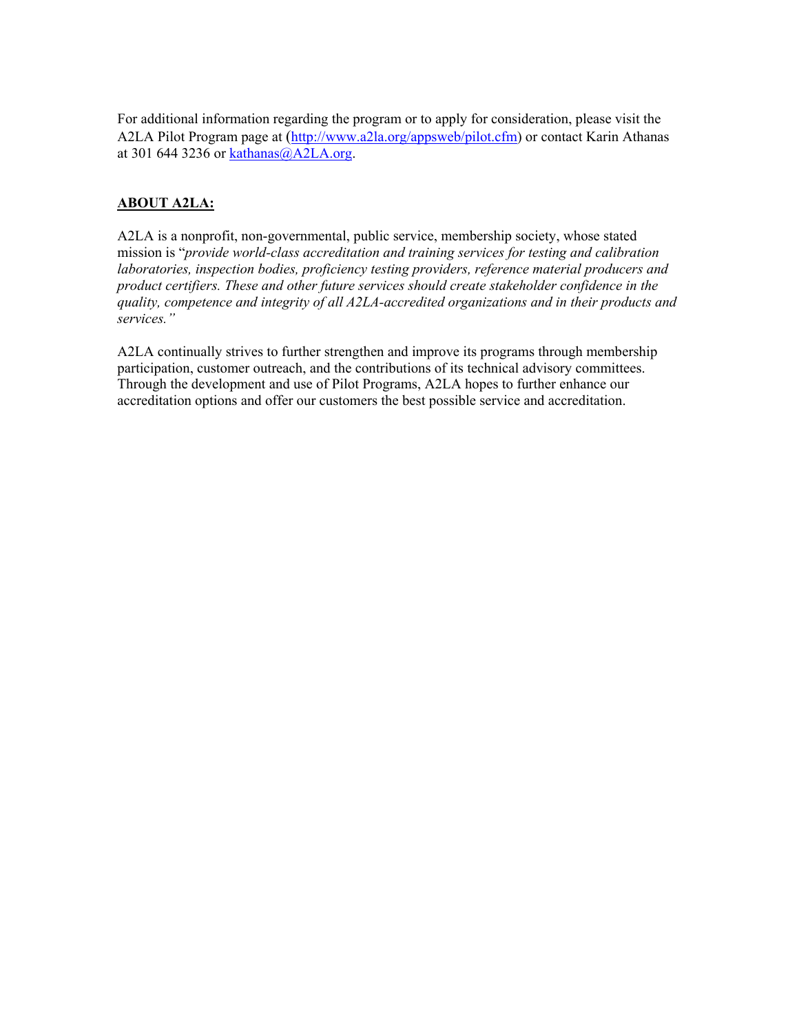For additional information regarding the program or to apply for consideration, please visit the A2LA Pilot Program page at ([http://www.a2la.org/appsweb/pilot.cfm](http://www.a2la.org/appsweb/pilot.cfm)) or contact Karin Athanas at 301 644 3236 or [kathanas@A2LA.org](mailto:kathanas@A2LA.org).

**ABOUT A2LA:**

A2LA is a nonprofit, non-governmental, public service, membership society, whose stated mission is "*provide world-class accreditation and training services for testing and calibration laboratories, inspection bodies, proficiency testing providers, reference material producers and product certifiers. These and other future services should create stakeholder confidence in the quality, competence and integrity of all A2LA-accredited organizations and in their products and services."*

A2LA continually strives to further strengthen and improve its programs through membership participation, customer outreach, and the contributions of its technical advisory committees. Through the development and use of Pilot Programs, A2LA hopes to further enhance our accreditation options and offer our customers the best possible service and accreditation.